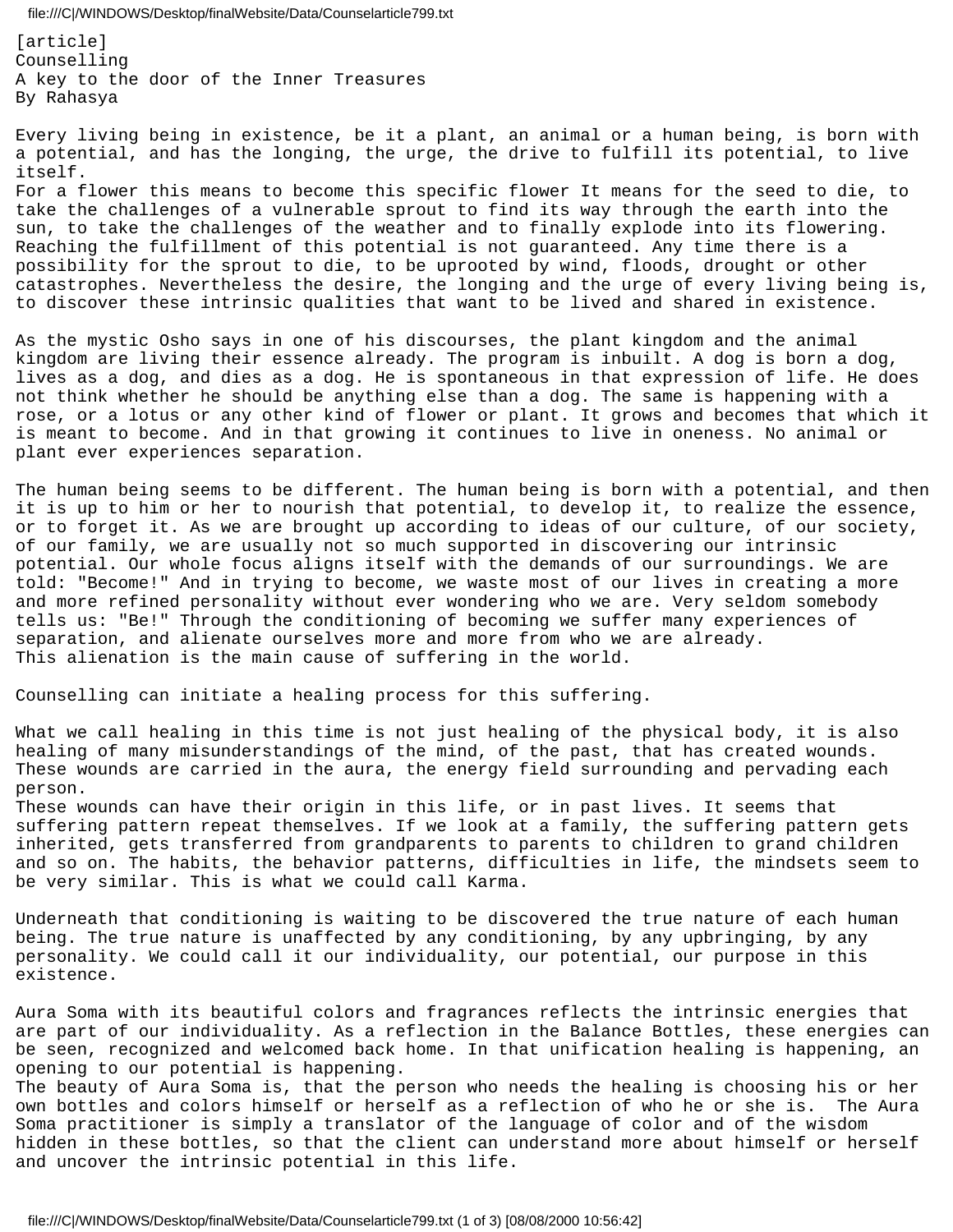[article]

# Counselling

## A key to the door of the Inner Treasures

By Rahasya

Every living being in existence, be it a plant, an animal or a human being, is born with a potential, and has the longing, the urge, the drive to fulfill its potential, to live itself.
For a flower this means to become this specific flower It means for the seed to die, to take the challenges of a vulnerable sprout to find its way through the earth into the sun, to take the challenges of the weather and to finally explode into its flowering. Reaching the fulfillment of this potential is not guaranteed. Any time there is a possibility for the sprout to die, to be uprooted by wind, floods, drought or other catastrophes. Nevertheless the desire, the longing and the urge of every living being is, to discover these intrinsic qualities that want to be lived and shared in existence.

As the mystic Osho says in one of his discourses, the plant kingdom and the animal kingdom are living their essence already. The program is inbuilt. A dog is born a dog, lives as a dog, and dies as a dog. He is spontaneous in that expression of life. He does not think whether he should be anything else than a dog. The same is happening with a rose, or a lotus or any other kind of flower or plant. It grows and becomes that which it is meant to become. And in that growing it continues to live in oneness. No animal or plant ever experiences separation.

The human being seems to be different. The human being is born with a potential, and then it is up to him or her to nourish that potential, to develop it, to realize the essence, or to forget it. As we are brought up according to ideas of our culture, of our society, of our family, we are usually not so much supported in discovering our intrinsic potential. Our whole focus aligns itself with the demands of our surroundings. We are told: "Become!" And in trying to become, we waste most of our lives in creating a more and more refined personality without ever wondering who we are. Very seldom somebody tells us: "Be!" Through the conditioning of becoming we suffer many experiences of separation, and alienate ourselves more and more from who we are already.
This alienation is the main cause of suffering in the world.

Counselling can initiate a healing process for this suffering.

What we call healing in this time is not just healing of the physical body, it is also healing of many misunderstandings of the mind, of the past, that has created wounds. These wounds are carried in the aura, the energy field surrounding and pervading each person.
These wounds can have their origin in this life, or in past lives. It seems that suffering pattern repeat themselves. If we look at a family, the suffering pattern gets inherited, gets transferred from grandparents to parents to children to grand children and so on. The habits, the behavior patterns, difficulties in life, the mindsets seem to be very similar. This is what we could call Karma.

Underneath that conditioning is waiting to be discovered the true nature of each human being. The true nature is unaffected by any conditioning, by any upbringing, by any personality. We could call it our individuality, our potential, our purpose in this existence.

Aura Soma with its beautiful colors and fragrances reflects the intrinsic energies that are part of our individuality. As a reflection in the Balance Bottles, these energies can be seen, recognized and welcomed back home. In that unification healing is happening, an opening to our potential is happening.
The beauty of Aura Soma is, that the person who needs the healing is choosing his or her own bottles and colors himself or herself as a reflection of who he or she is. The Aura Soma practitioner is simply a translator of the language of color and of the wisdom hidden in these bottles, so that the client can understand more about himself or herself and uncover the intrinsic potential in this life.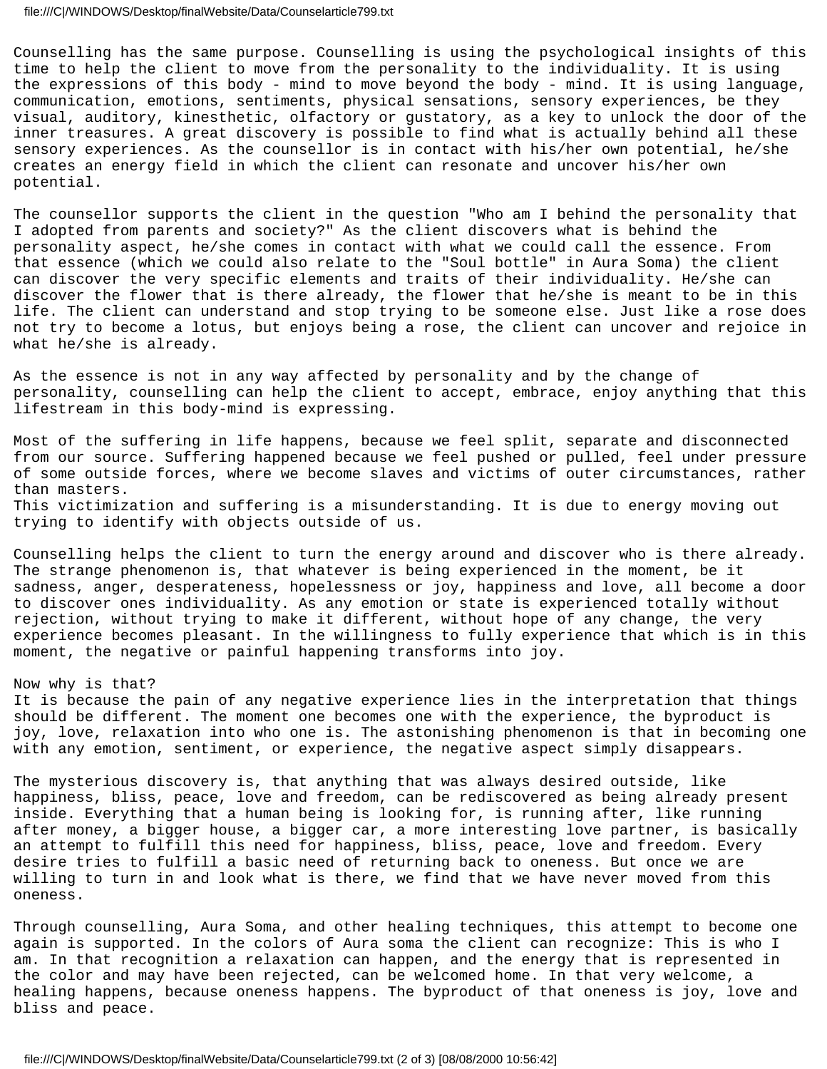Counselling has the same purpose. Counselling is using the psychological insights of this time to help the client to move from the personality to the individuality. It is using the expressions of this body - mind to move beyond the body - mind. It is using language, communication, emotions, sentiments, physical sensations, sensory experiences, be they visual, auditory, kinesthetic, olfactory or gustatory, as a key to unlock the door of the inner treasures. A great discovery is possible to find what is actually behind all these sensory experiences. As the counsellor is in contact with his/her own potential, he/she creates an energy field in which the client can resonate and uncover his/her own potential.

The counsellor supports the client in the question "Who am I behind the personality that I adopted from parents and society?" As the client discovers what is behind the personality aspect, he/she comes in contact with what we could call the essence. From that essence (which we could also relate to the "Soul bottle" in Aura Soma) the client can discover the very specific elements and traits of their individuality. He/she can discover the flower that is there already, the flower that he/she is meant to be in this life. The client can understand and stop trying to be someone else. Just like a rose does not try to become a lotus, but enjoys being a rose, the client can uncover and rejoice in what he/she is already.

As the essence is not in any way affected by personality and by the change of personality, counselling can help the client to accept, embrace, enjoy anything that this lifestream in this body-mind is expressing.

Most of the suffering in life happens, because we feel split, separate and disconnected from our source. Suffering happened because we feel pushed or pulled, feel under pressure of some outside forces, where we become slaves and victims of outer circumstances, rather than masters.
This victimization and suffering is a misunderstanding. It is due to energy moving out trying to identify with objects outside of us.

Counselling helps the client to turn the energy around and discover who is there already. The strange phenomenon is, that whatever is being experienced in the moment, be it sadness, anger, desperateness, hopelessness or joy, happiness and love, all become a door to discover ones individuality. As any emotion or state is experienced totally without rejection, without trying to make it different, without hope of any change, the very experience becomes pleasant. In the willingness to fully experience that which is in this moment, the negative or painful happening transforms into joy.

Now why is that?
It is because the pain of any negative experience lies in the interpretation that things should be different. The moment one becomes one with the experience, the byproduct is joy, love, relaxation into who one is. The astonishing phenomenon is that in becoming one with any emotion, sentiment, or experience, the negative aspect simply disappears.

The mysterious discovery is, that anything that was always desired outside, like happiness, bliss, peace, love and freedom, can be rediscovered as being already present inside. Everything that a human being is looking for, is running after, like running after money, a bigger house, a bigger car, a more interesting love partner, is basically an attempt to fulfill this need for happiness, bliss, peace, love and freedom. Every desire tries to fulfill a basic need of returning back to oneness. But once we are willing to turn in and look what is there, we find that we have never moved from this oneness.

Through counselling, Aura Soma, and other healing techniques, this attempt to become one again is supported. In the colors of Aura soma the client can recognize: This is who I am. In that recognition a relaxation can happen, and the energy that is represented in the color and may have been rejected, can be welcomed home. In that very welcome, a healing happens, because oneness happens. The byproduct of that oneness is joy, love and bliss and peace.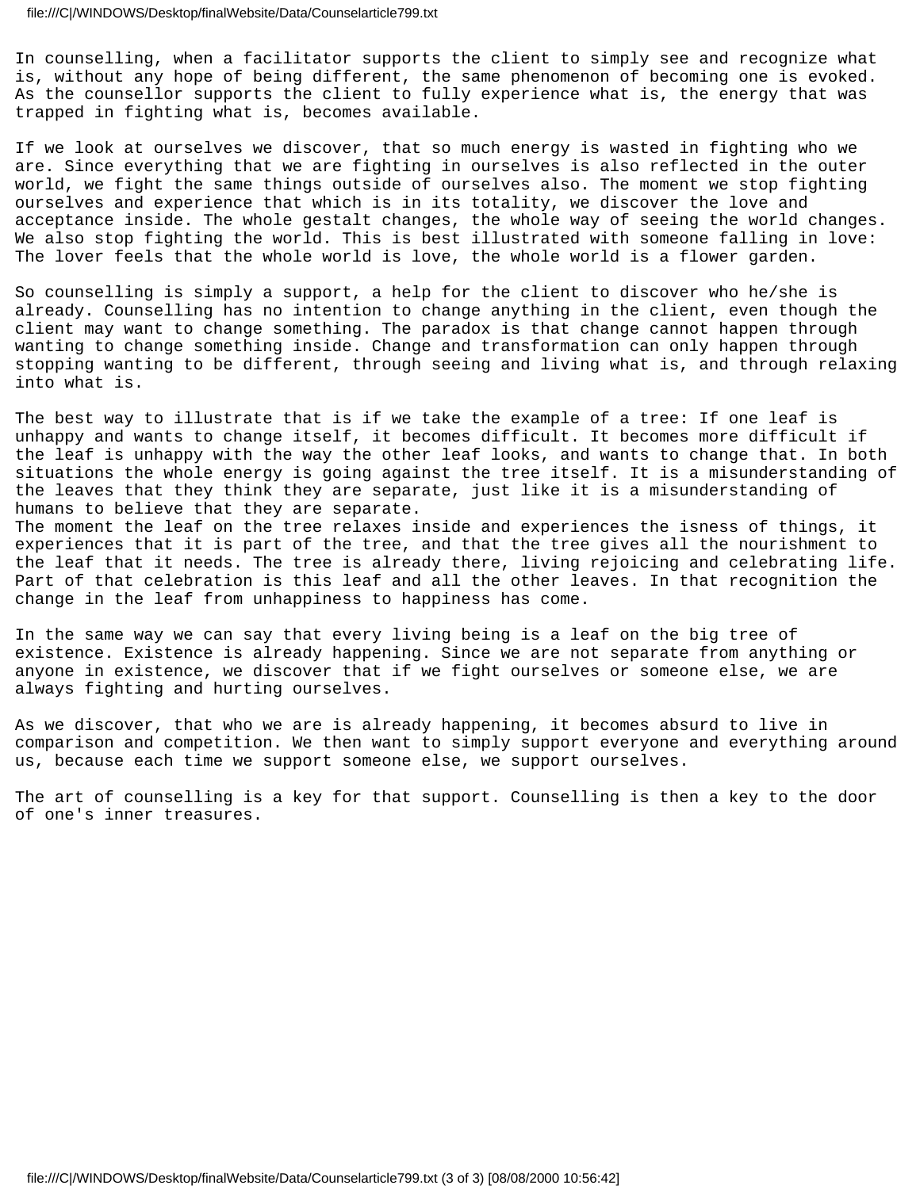In counselling, when a facilitator supports the client to simply see and recognize what is, without any hope of being different, the same phenomenon of becoming one is evoked. As the counsellor supports the client to fully experience what is, the energy that was trapped in fighting what is, becomes available.

If we look at ourselves we discover, that so much energy is wasted in fighting who we are. Since everything that we are fighting in ourselves is also reflected in the outer world, we fight the same things outside of ourselves also. The moment we stop fighting ourselves and experience that which is in its totality, we discover the love and acceptance inside. The whole gestalt changes, the whole way of seeing the world changes. We also stop fighting the world. This is best illustrated with someone falling in love: The lover feels that the whole world is love, the whole world is a flower garden.

So counselling is simply a support, a help for the client to discover who he/she is already. Counselling has no intention to change anything in the client, even though the client may want to change something. The paradox is that change cannot happen through wanting to change something inside. Change and transformation can only happen through stopping wanting to be different, through seeing and living what is, and through relaxing into what is.

The best way to illustrate that is if we take the example of a tree: If one leaf is unhappy and wants to change itself, it becomes difficult. It becomes more difficult if the leaf is unhappy with the way the other leaf looks, and wants to change that. In both situations the whole energy is going against the tree itself. It is a misunderstanding of the leaves that they think they are separate, just like it is a misunderstanding of humans to believe that they are separate.
The moment the leaf on the tree relaxes inside and experiences the isness of things, it experiences that it is part of the tree, and that the tree gives all the nourishment to the leaf that it needs. The tree is already there, living rejoicing and celebrating life. Part of that celebration is this leaf and all the other leaves. In that recognition the change in the leaf from unhappiness to happiness has come.

In the same way we can say that every living being is a leaf on the big tree of existence. Existence is already happening. Since we are not separate from anything or anyone in existence, we discover that if we fight ourselves or someone else, we are always fighting and hurting ourselves.

As we discover, that who we are is already happening, it becomes absurd to live in comparison and competition. We then want to simply support everyone and everything around us, because each time we support someone else, we support ourselves.

The art of counselling is a key for that support. Counselling is then a key to the door of one's inner treasures.